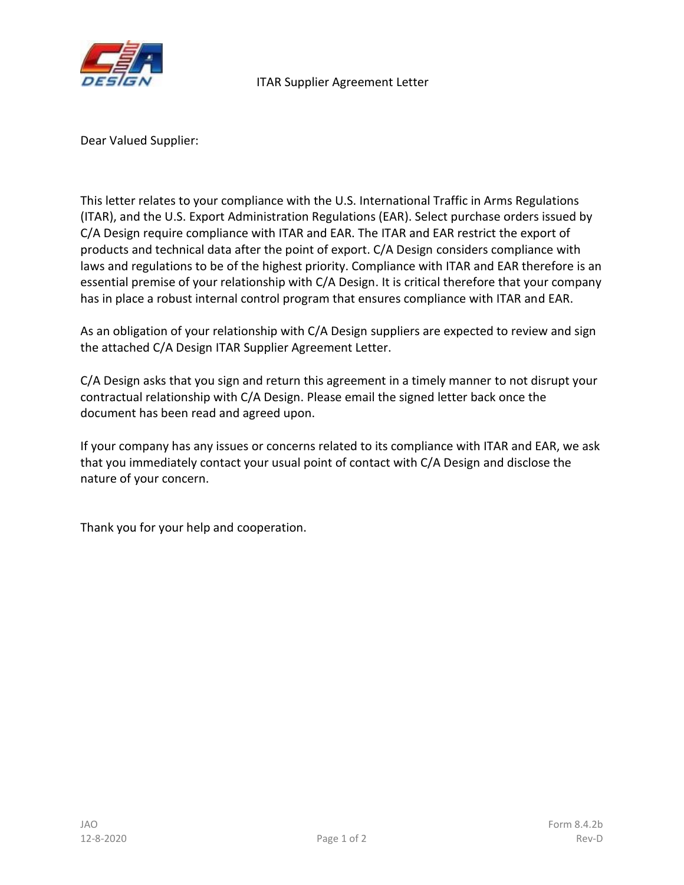# ITAR Supplier Agreement Letter

Dear Valued Supplier:

This letter relates to your compliance with the U.S. International Traffic in Arms Regulations (ITAR), and the U.S. Export Administration Regulations (EAR). Select purchase orders issued by C/A Design require compliance with ITAR and EAR. The ITAR and EAR restrict the export of products and technical data after the point of export. C/A Design considers compliance with laws and regulations to be of the highest priority. Compliance with ITAR and EAR therefore is an essential premise of your relationship with C/A Design. It is critical therefore that your company has in place a robust internal control program that ensures compliance with ITAR and EAR.

As an obligation of your relationship with C/A Design suppliers are expected to review and sign the attached C/A Design ITAR Supplier Agreement Letter.

C/A Design asks that you sign and return this agreement in a timely manner to not disrupt your contractual relationship with C/A Design. Please email the signed letter back once the document has been read and agreed upon.

If your company has any issues or concerns related to its compliance with ITAR and EAR, we ask that you immediately contact your usual point of contact with C/A Design and disclose the nature of your concern.

Thank you for your help and cooperation.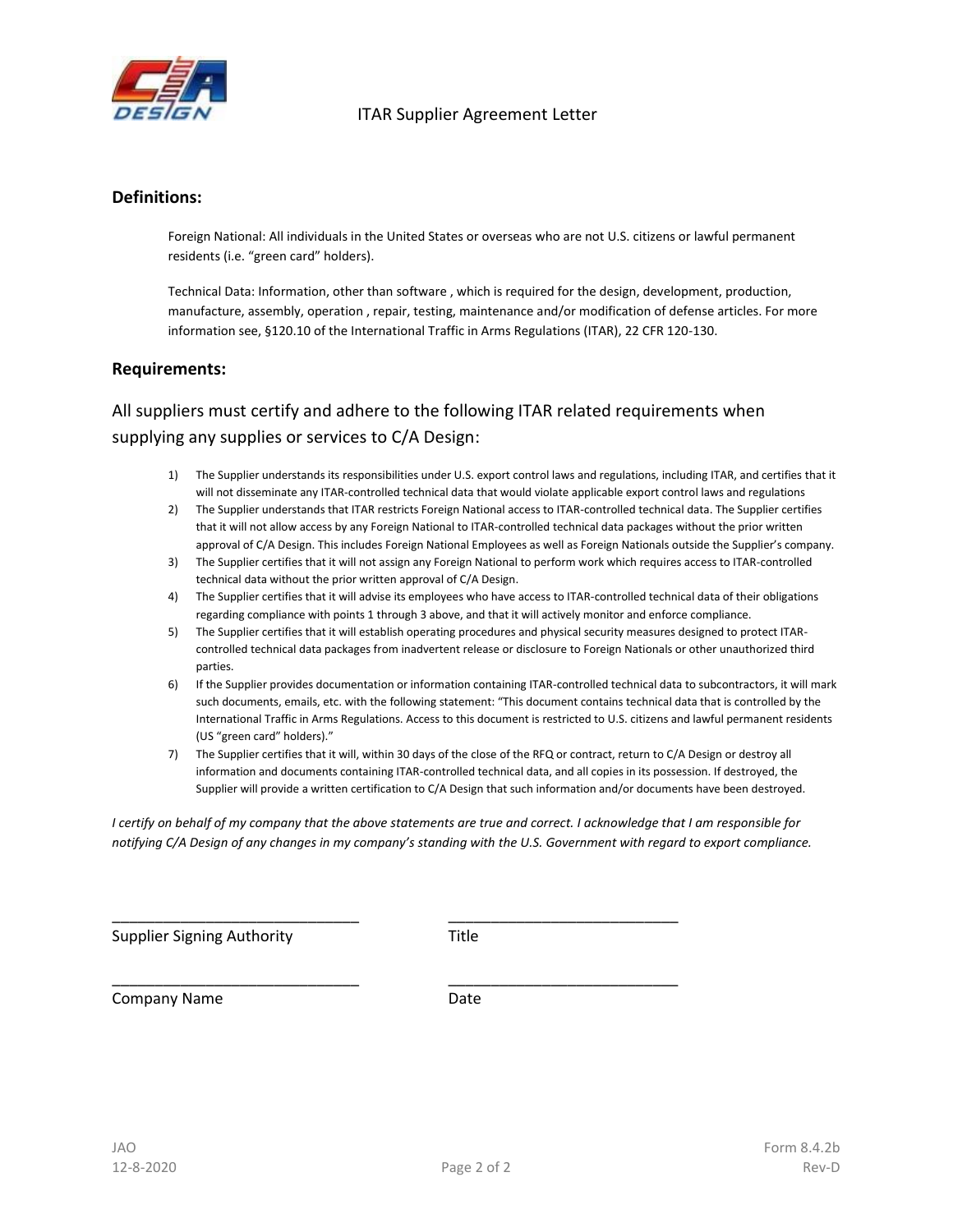ITAR Supplier Agreement Letter

## Definitions:

Foreign National: All individuals in the United States or overseas who are not U.S. citizens or lawful permanent residents (i.e. "green card" holders).

Technical Data: Information, other than software , which is required for the design, development, production, manufacture, assembly, operation , repair, testing, maintenance and/or modification of defense articles. For more information see, §120.10 of the International Traffic in Arms Regulations (ITAR), 22 CFR 120-130.

## Requirements:

All suppliers must certify and adhere to the following ITAR related requirements when supplying any supplies or services to C/A Design:

1) The Supplier understands its responsibilities under U.S. export control laws and regulations, including ITAR, and certifies that it will not disseminate any ITAR-controlled technical data that would violate applicable export control laws and regulations
2) The Supplier understands that ITAR restricts Foreign National access to ITAR-controlled technical data. The Supplier certifies that it will not allow access by any Foreign National to ITAR-controlled technical data packages without the prior written approval of C/A Design. This includes Foreign National Employees as well as Foreign Nationals outside the Supplier's company.
3) The Supplier certifies that it will not assign any Foreign National to perform work which requires access to ITAR-controlled technical data without the prior written approval of C/A Design.
4) The Supplier certifies that it will advise its employees who have access to ITAR-controlled technical data of their obligations regarding compliance with points 1 through 3 above, and that it will actively monitor and enforce compliance.
5) The Supplier certifies that it will establish operating procedures and physical security measures designed to protect ITAR-controlled technical data packages from inadvertent release or disclosure to Foreign Nationals or other unauthorized third parties.
6) If the Supplier provides documentation or information containing ITAR-controlled technical data to subcontractors, it will mark such documents, emails, etc. with the following statement: "This document contains technical data that is controlled by the International Traffic in Arms Regulations. Access to this document is restricted to U.S. citizens and lawful permanent residents (US "green card" holders)."
7) The Supplier certifies that it will, within 30 days of the close of the RFQ or contract, return to C/A Design or destroy all information and documents containing ITAR-controlled technical data, and all copies in its possession. If destroyed, the Supplier will provide a written certification to C/A Design that such information and/or documents have been destroyed.

*I certify on behalf of my company that the above statements are true and correct. I acknowledge that I am responsible for notifying C/A Design of any changes in my company's standing with the U.S. Government with regard to export compliance.*

______________________________ ______________________________

Supplier Signing Authority Title

______________________________ ______________________________

Company Name Date

JAO
12-8-2020

Form 8.4.2b
Rev-D